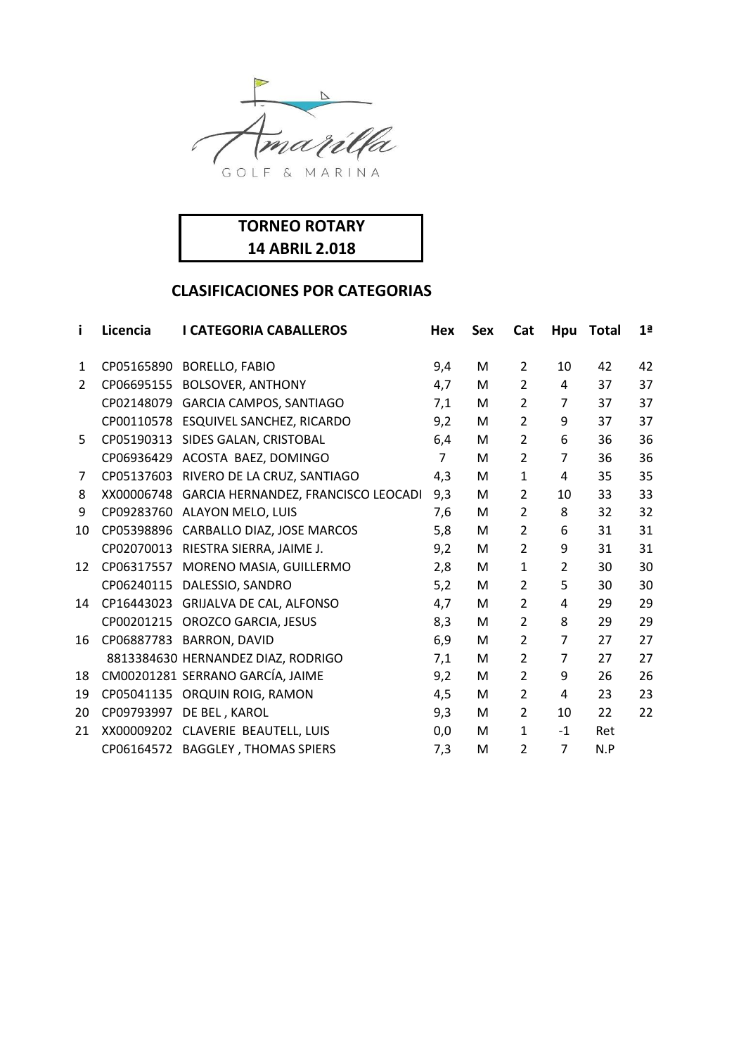Amarilla GOLF & MARINA

**TORNEO ROTARY**
**14 ABRIL 2.018**

## CLASIFICACIONES POR CATEGORIAS

| i | Licencia | I CATEGORIA CABALLEROS | Hex | Sex | Cat | Hpu | Total | 1ª |
|---|---|---|---|---|---|---|---|---|
| 1 | CP05165890 | BORELLO, FABIO | 9,4 | M | 2 | 10 | 42 | 42 |
| 2 | CP06695155 | BOLSOVER, ANTHONY | 4,7 | M | 2 | 4 | 37 | 37 |
| | CP02148079 | GARCIA CAMPOS, SANTIAGO | 7,1 | M | 2 | 7 | 37 | 37 |
| | CP00110578 | ESQUIVEL SANCHEZ, RICARDO | 9,2 | M | 2 | 9 | 37 | 37 |
| 5 | CP05190313 | SIDES GALAN, CRISTOBAL | 6,4 | M | 2 | 6 | 36 | 36 |
| | CP06936429 | ACOSTA BAEZ, DOMINGO | 7 | M | 2 | 7 | 36 | 36 |
| 7 | CP05137603 | RIVERO DE LA CRUZ, SANTIAGO | 4,3 | M | 1 | 4 | 35 | 35 |
| 8 | XX00006748 | GARCIA HERNANDEZ, FRANCISCO LEOCADI | 9,3 | M | 2 | 10 | 33 | 33 |
| 9 | CP09283760 | ALAYON MELO, LUIS | 7,6 | M | 2 | 8 | 32 | 32 |
| 10 | CP05398896 | CARBALLO DIAZ, JOSE MARCOS | 5,8 | M | 2 | 6 | 31 | 31 |
| | CP02070013 | RIESTRA SIERRA, JAIME J. | 9,2 | M | 2 | 9 | 31 | 31 |
| 12 | CP06317557 | MORENO MASIA, GUILLERMO | 2,8 | M | 1 | 2 | 30 | 30 |
| | CP06240115 | DALESSIO, SANDRO | 5,2 | M | 2 | 5 | 30 | 30 |
| 14 | CP16443023 | GRIJALVA DE CAL, ALFONSO | 4,7 | M | 2 | 4 | 29 | 29 |
| | CP00201215 | OROZCO GARCIA, JESUS | 8,3 | M | 2 | 8 | 29 | 29 |
| 16 | CP06887783 | BARRON, DAVID | 6,9 | M | 2 | 7 | 27 | 27 |
| | 8813384630 | HERNANDEZ DIAZ, RODRIGO | 7,1 | M | 2 | 7 | 27 | 27 |
| 18 | CM00201281 | SERRANO GARCÍA, JAIME | 9,2 | M | 2 | 9 | 26 | 26 |
| 19 | CP05041135 | ORQUIN ROIG, RAMON | 4,5 | M | 2 | 4 | 23 | 23 |
| 20 | CP09793997 | DE BEL , KAROL | 9,3 | M | 2 | 10 | 22 | 22 |
| 21 | XX00009202 | CLAVERIE BEAUTELL, LUIS | 0,0 | M | 1 | -1 | Ret | |
| | CP06164572 | BAGGLEY , THOMAS SPIERS | 7,3 | M | 2 | 7 | N.P | |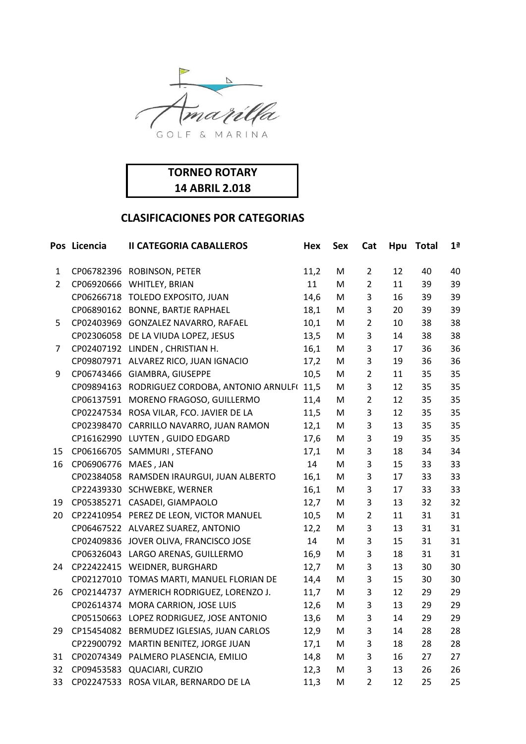**TORNEO ROTARY**
**14 ABRIL 2.018**

## CLASIFICACIONES POR CATEGORIAS

| Pos | Licencia | II CATEGORIA CABALLEROS | Hex | Sex | Cat | Hpu | Total | 1ª |
|---|---|---|---|---|---|---|---|---|
| 1 | CP06782396 | ROBINSON, PETER | 11,2 | M | 2 | 12 | 40 | 40 |
| 2 | CP06920666 | WHITLEY, BRIAN | 11 | M | 2 | 11 | 39 | 39 |
| | CP06266718 | TOLEDO EXPOSITO, JUAN | 14,6 | M | 3 | 16 | 39 | 39 |
| | CP06890162 | BONNE, BARTJE RAPHAEL | 18,1 | M | 3 | 20 | 39 | 39 |
| 5 | CP02403969 | GONZALEZ NAVARRO, RAFAEL | 10,1 | M | 2 | 10 | 38 | 38 |
| | CP02306058 | DE LA VIUDA LOPEZ, JESUS | 13,5 | M | 3 | 14 | 38 | 38 |
| 7 | CP02407192 | LINDEN , CHRISTIAN H. | 16,1 | M | 3 | 17 | 36 | 36 |
| | CP09807971 | ALVAREZ RICO, JUAN IGNACIO | 17,2 | M | 3 | 19 | 36 | 36 |
| 9 | CP06743466 | GIAMBRA, GIUSEPPE | 10,5 | M | 2 | 11 | 35 | 35 |
| | CP09894163 | RODRIGUEZ CORDOBA, ANTONIO ARNULF( | 11,5 | M | 3 | 12 | 35 | 35 |
| | CP06137591 | MORENO FRAGOSO, GUILLERMO | 11,4 | M | 2 | 12 | 35 | 35 |
| | CP02247534 | ROSA VILAR, FCO. JAVIER DE LA | 11,5 | M | 3 | 12 | 35 | 35 |
| | CP02398470 | CARRILLO NAVARRO, JUAN RAMON | 12,1 | M | 3 | 13 | 35 | 35 |
| | CP16162990 | LUYTEN , GUIDO EDGARD | 17,6 | M | 3 | 19 | 35 | 35 |
| 15 | CP06166705 | SAMMURI , STEFANO | 17,1 | M | 3 | 18 | 34 | 34 |
| 16 | CP06906776 | MAES , JAN | 14 | M | 3 | 15 | 33 | 33 |
| | CP02384058 | RAMSDEN IRAURGUI, JUAN ALBERTO | 16,1 | M | 3 | 17 | 33 | 33 |
| | CP22439330 | SCHWEBKE, WERNER | 16,1 | M | 3 | 17 | 33 | 33 |
| 19 | CP05385271 | CASADEI, GIAMPAOLO | 12,7 | M | 3 | 13 | 32 | 32 |
| 20 | CP22410954 | PEREZ DE LEON, VICTOR MANUEL | 10,5 | M | 2 | 11 | 31 | 31 |
| | CP06467522 | ALVAREZ SUAREZ, ANTONIO | 12,2 | M | 3 | 13 | 31 | 31 |
| | CP02409836 | JOVER OLIVA, FRANCISCO JOSE | 14 | M | 3 | 15 | 31 | 31 |
| | CP06326043 | LARGO ARENAS, GUILLERMO | 16,9 | M | 3 | 18 | 31 | 31 |
| 24 | CP22422415 | WEIDNER, BURGHARD | 12,7 | M | 3 | 13 | 30 | 30 |
| | CP02127010 | TOMAS MARTI, MANUEL FLORIAN DE | 14,4 | M | 3 | 15 | 30 | 30 |
| 26 | CP02144737 | AYMERICH RODRIGUEZ, LORENZO J. | 11,7 | M | 3 | 12 | 29 | 29 |
| | CP02614374 | MORA CARRION, JOSE LUIS | 12,6 | M | 3 | 13 | 29 | 29 |
| | CP05150663 | LOPEZ RODRIGUEZ, JOSE ANTONIO | 13,6 | M | 3 | 14 | 29 | 29 |
| 29 | CP15454082 | BERMUDEZ IGLESIAS, JUAN CARLOS | 12,9 | M | 3 | 14 | 28 | 28 |
| | CP22900792 | MARTIN BENITEZ, JORGE JUAN | 17,1 | M | 3 | 18 | 28 | 28 |
| 31 | CP02074349 | PALMERO PLASENCIA, EMILIO | 14,8 | M | 3 | 16 | 27 | 27 |
| 32 | CP09453583 | QUACIARI, CURZIO | 12,3 | M | 3 | 13 | 26 | 26 |
| 33 | CP02247533 | ROSA VILAR, BERNARDO DE LA | 11,3 | M | 2 | 12 | 25 | 25 |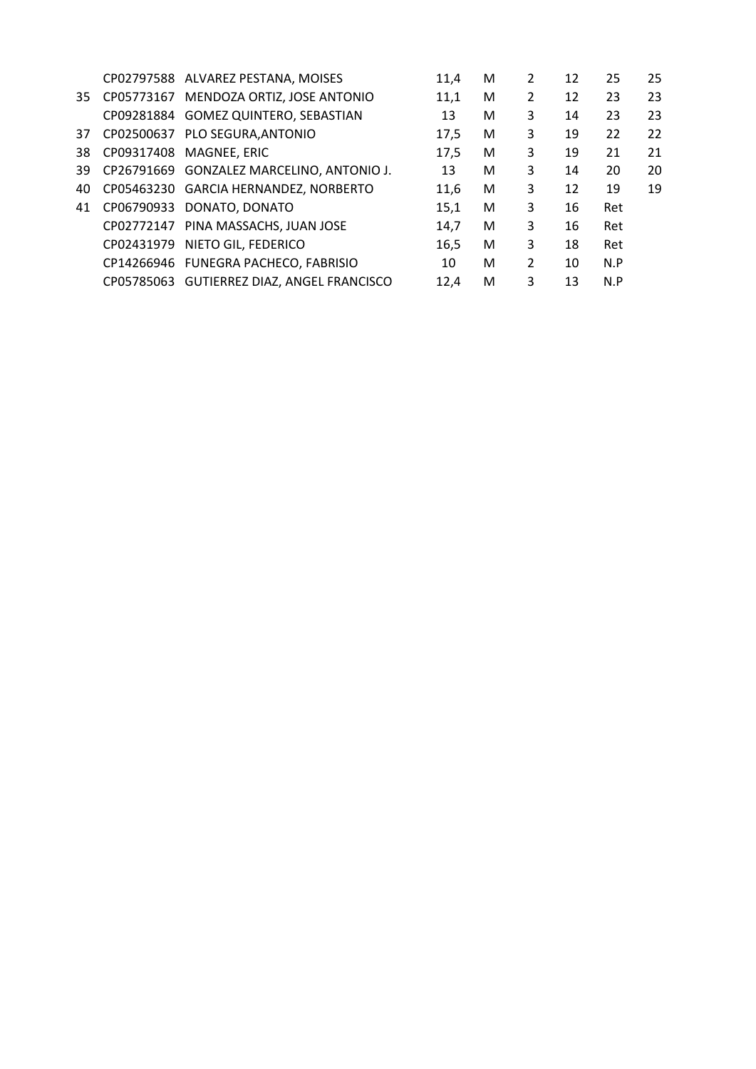| | | | | | | | | |
|---|---|---|---|---|---|---|---|---|
| | CP02797588 | ALVAREZ PESTANA, MOISES | 11,4 | M | 2 | 12 | 25 | 25 |
| 35 | CP05773167 | MENDOZA ORTIZ, JOSE ANTONIO | 11,1 | M | 2 | 12 | 23 | 23 |
| | CP09281884 | GOMEZ QUINTERO, SEBASTIAN | 13 | M | 3 | 14 | 23 | 23 |
| 37 | CP02500637 | PLO SEGURA,ANTONIO | 17,5 | M | 3 | 19 | 22 | 22 |
| 38 | CP09317408 | MAGNEE, ERIC | 17,5 | M | 3 | 19 | 21 | 21 |
| 39 | CP26791669 | GONZALEZ MARCELINO, ANTONIO J. | 13 | M | 3 | 14 | 20 | 20 |
| 40 | CP05463230 | GARCIA HERNANDEZ, NORBERTO | 11,6 | M | 3 | 12 | 19 | 19 |
| 41 | CP06790933 | DONATO, DONATO | 15,1 | M | 3 | 16 | Ret | |
| | CP02772147 | PINA MASSACHS, JUAN JOSE | 14,7 | M | 3 | 16 | Ret | |
| | CP02431979 | NIETO GIL, FEDERICO | 16,5 | M | 3 | 18 | Ret | |
| | CP14266946 | FUNEGRA PACHECO, FABRISIO | 10 | M | 2 | 10 | N.P | |
| | CP05785063 | GUTIERREZ DIAZ, ANGEL FRANCISCO | 12,4 | M | 3 | 13 | N.P | |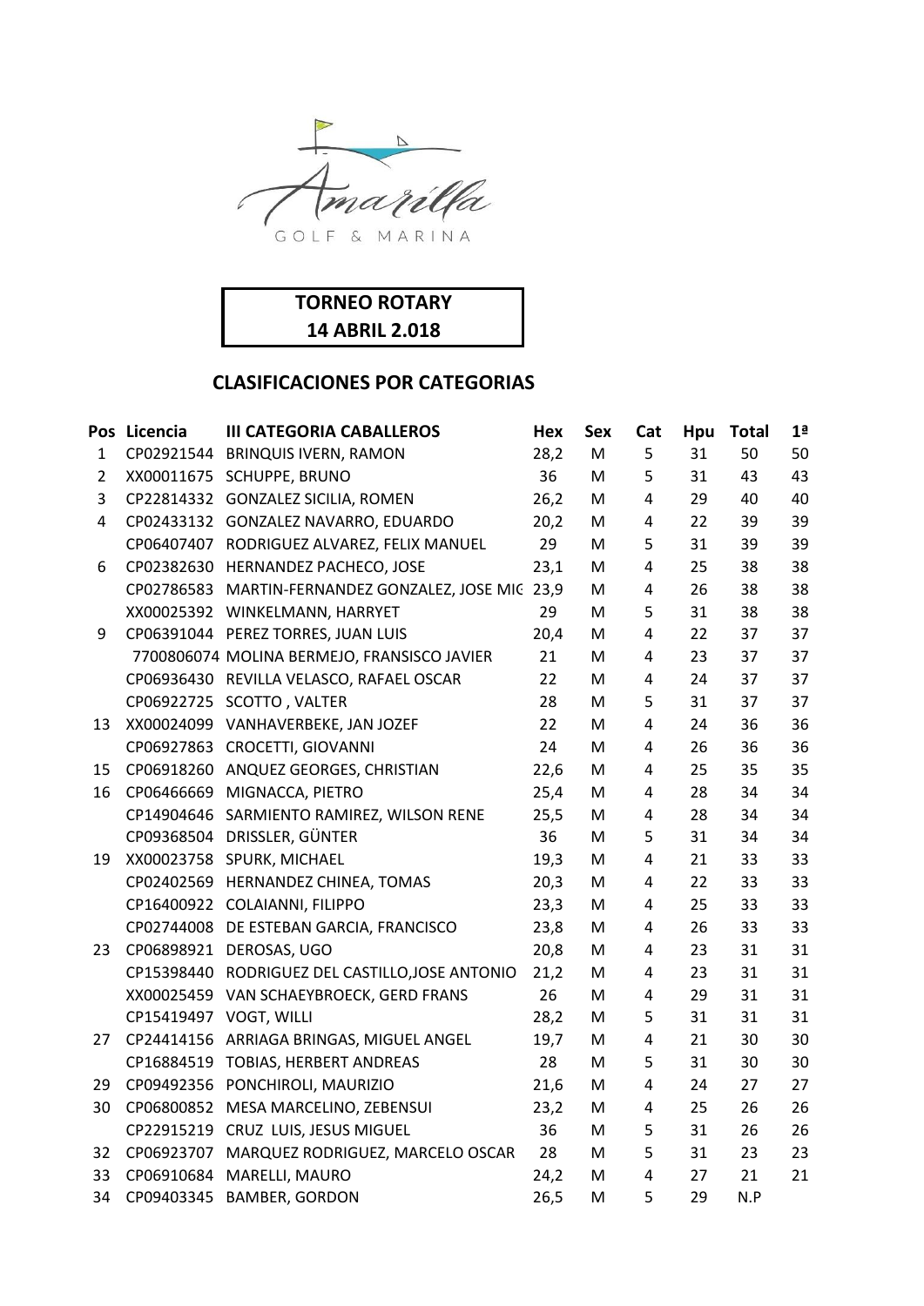**TORNEO ROTARY**
**14 ABRIL 2.018**

## CLASIFICACIONES POR CATEGORIAS

| Pos | Licencia | III CATEGORIA CABALLEROS | Hex | Sex | Cat | Hpu | Total | 1ª |
|---|---|---|---|---|---|---|---|---|
| 1 | CP02921544 | BRINQUIS IVERN, RAMON | 28,2 | M | 5 | 31 | 50 | 50 |
| 2 | XX00011675 | SCHUPPE, BRUNO | 36 | M | 5 | 31 | 43 | 43 |
| 3 | CP22814332 | GONZALEZ SICILIA, ROMEN | 26,2 | M | 4 | 29 | 40 | 40 |
| 4 | CP02433132 | GONZALEZ NAVARRO, EDUARDO | 20,2 | M | 4 | 22 | 39 | 39 |
| | CP06407407 | RODRIGUEZ ALVAREZ, FELIX MANUEL | 29 | M | 5 | 31 | 39 | 39 |
| 6 | CP02382630 | HERNANDEZ PACHECO, JOSE | 23,1 | M | 4 | 25 | 38 | 38 |
| | CP02786583 | MARTIN-FERNANDEZ GONZALEZ, JOSE MIG | 23,9 | M | 4 | 26 | 38 | 38 |
| | XX00025392 | WINKELMANN, HARRYET | 29 | M | 5 | 31 | 38 | 38 |
| 9 | CP06391044 | PEREZ TORRES, JUAN LUIS | 20,4 | M | 4 | 22 | 37 | 37 |
| | 7700806074 | MOLINA BERMEJO, FRANSISCO JAVIER | 21 | M | 4 | 23 | 37 | 37 |
| | CP06936430 | REVILLA VELASCO, RAFAEL OSCAR | 22 | M | 4 | 24 | 37 | 37 |
| | CP06922725 | SCOTTO , VALTER | 28 | M | 5 | 31 | 37 | 37 |
| 13 | XX00024099 | VANHAVERBEKE, JAN JOZEF | 22 | M | 4 | 24 | 36 | 36 |
| | CP06927863 | CROCETTI, GIOVANNI | 24 | M | 4 | 26 | 36 | 36 |
| 15 | CP06918260 | ANQUEZ GEORGES, CHRISTIAN | 22,6 | M | 4 | 25 | 35 | 35 |
| 16 | CP06466669 | MIGNACCA, PIETRO | 25,4 | M | 4 | 28 | 34 | 34 |
| | CP14904646 | SARMIENTO RAMIREZ, WILSON RENE | 25,5 | M | 4 | 28 | 34 | 34 |
| | CP09368504 | DRISSLER, GÜNTER | 36 | M | 5 | 31 | 34 | 34 |
| 19 | XX00023758 | SPURK, MICHAEL | 19,3 | M | 4 | 21 | 33 | 33 |
| | CP02402569 | HERNANDEZ CHINEA, TOMAS | 20,3 | M | 4 | 22 | 33 | 33 |
| | CP16400922 | COLAIANNI, FILIPPO | 23,3 | M | 4 | 25 | 33 | 33 |
| | CP02744008 | DE ESTEBAN GARCIA, FRANCISCO | 23,8 | M | 4 | 26 | 33 | 33 |
| 23 | CP06898921 | DEROSAS, UGO | 20,8 | M | 4 | 23 | 31 | 31 |
| | CP15398440 | RODRIGUEZ DEL CASTILLO,JOSE ANTONIO | 21,2 | M | 4 | 23 | 31 | 31 |
| | XX00025459 | VAN SCHAEYBROECK, GERD FRANS | 26 | M | 4 | 29 | 31 | 31 |
| | CP15419497 | VOGT, WILLI | 28,2 | M | 5 | 31 | 31 | 31 |
| 27 | CP24414156 | ARRIAGA BRINGAS, MIGUEL ANGEL | 19,7 | M | 4 | 21 | 30 | 30 |
| | CP16884519 | TOBIAS, HERBERT ANDREAS | 28 | M | 5 | 31 | 30 | 30 |
| 29 | CP09492356 | PONCHIROLI, MAURIZIO | 21,6 | M | 4 | 24 | 27 | 27 |
| 30 | CP06800852 | MESA MARCELINO, ZEBENSUI | 23,2 | M | 4 | 25 | 26 | 26 |
| | CP22915219 | CRUZ LUIS, JESUS MIGUEL | 36 | M | 5 | 31 | 26 | 26 |
| 32 | CP06923707 | MARQUEZ RODRIGUEZ, MARCELO OSCAR | 28 | M | 5 | 31 | 23 | 23 |
| 33 | CP06910684 | MARELLI, MAURO | 24,2 | M | 4 | 27 | 21 | 21 |
| 34 | CP09403345 | BAMBER, GORDON | 26,5 | M | 5 | 29 | N.P | |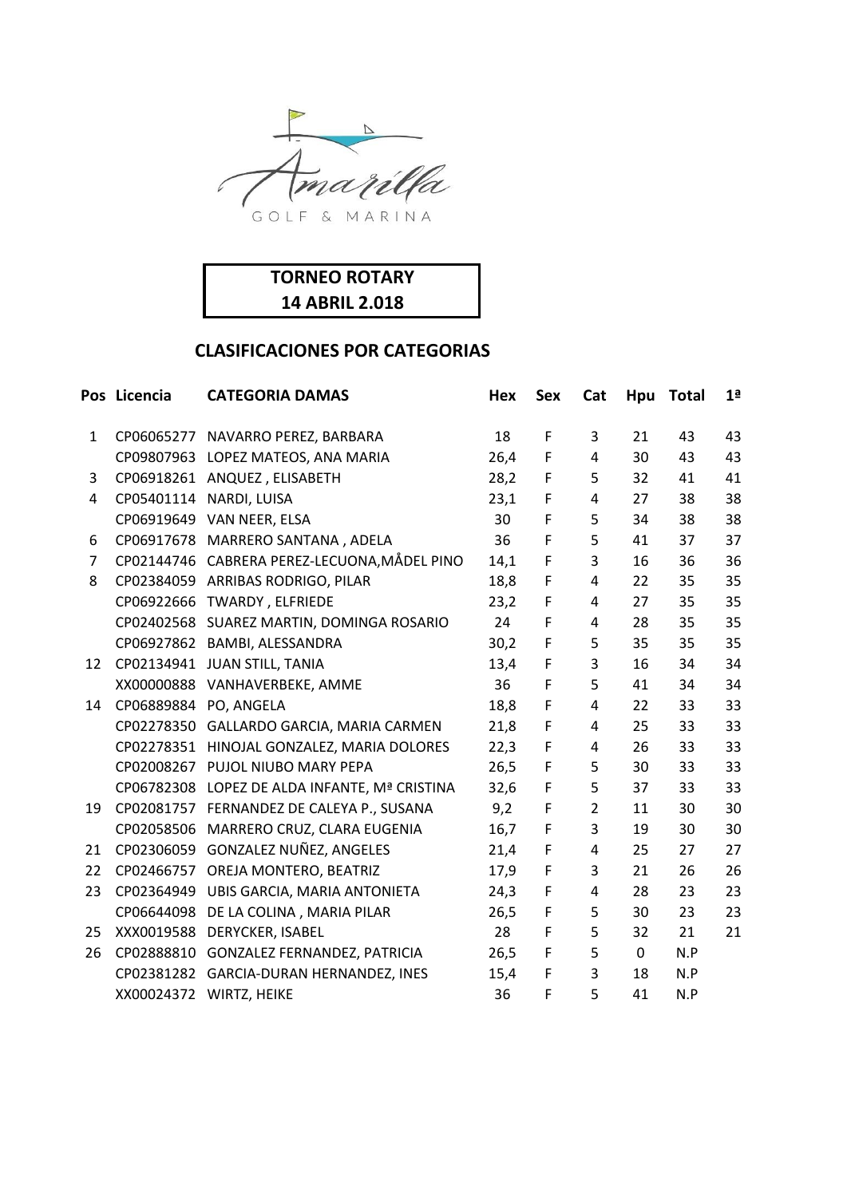# TORNEO ROTARY

## 14 ABRIL 2.018

### CLASIFICACIONES POR CATEGORIAS

| Pos | Licencia | CATEGORIA DAMAS | Hex | Sex | Cat | Hpu | Total | 1ª |
|---|---|---|---|---|---|---|---|---|
| 1 | CP06065277 | NAVARRO PEREZ, BARBARA | 18 | F | 3 | 21 | 43 | 43 |
| | CP09807963 | LOPEZ MATEOS, ANA MARIA | 26,4 | F | 4 | 30 | 43 | 43 |
| 3 | CP06918261 | ANQUEZ , ELISABETH | 28,2 | F | 5 | 32 | 41 | 41 |
| 4 | CP05401114 | NARDI, LUISA | 23,1 | F | 4 | 27 | 38 | 38 |
| | CP06919649 | VAN NEER, ELSA | 30 | F | 5 | 34 | 38 | 38 |
| 6 | CP06917678 | MARRERO SANTANA , ADELA | 36 | F | 5 | 41 | 37 | 37 |
| 7 | CP02144746 | CABRERA PEREZ-LECUONA,MÅDEL PINO | 14,1 | F | 3 | 16 | 36 | 36 |
| 8 | CP02384059 | ARRIBAS RODRIGO, PILAR | 18,8 | F | 4 | 22 | 35 | 35 |
| | CP06922666 | TWARDY , ELFRIEDE | 23,2 | F | 4 | 27 | 35 | 35 |
| | CP02402568 | SUAREZ MARTIN, DOMINGA ROSARIO | 24 | F | 4 | 28 | 35 | 35 |
| | CP06927862 | BAMBI, ALESSANDRA | 30,2 | F | 5 | 35 | 35 | 35 |
| 12 | CP02134941 | JUAN STILL, TANIA | 13,4 | F | 3 | 16 | 34 | 34 |
| | XX00000888 | VANHAVERBEKE, AMME | 36 | F | 5 | 41 | 34 | 34 |
| 14 | CP06889884 | PO, ANGELA | 18,8 | F | 4 | 22 | 33 | 33 |
| | CP02278350 | GALLARDO GARCIA, MARIA CARMEN | 21,8 | F | 4 | 25 | 33 | 33 |
| | CP02278351 | HINOJAL GONZALEZ, MARIA DOLORES | 22,3 | F | 4 | 26 | 33 | 33 |
| | CP02008267 | PUJOL NIUBO MARY PEPA | 26,5 | F | 5 | 30 | 33 | 33 |
| | CP06782308 | LOPEZ DE ALDA INFANTE, Mª CRISTINA | 32,6 | F | 5 | 37 | 33 | 33 |
| 19 | CP02081757 | FERNANDEZ DE CALEYA P., SUSANA | 9,2 | F | 2 | 11 | 30 | 30 |
| | CP02058506 | MARRERO CRUZ, CLARA EUGENIA | 16,7 | F | 3 | 19 | 30 | 30 |
| 21 | CP02306059 | GONZALEZ NUÑEZ, ANGELES | 21,4 | F | 4 | 25 | 27 | 27 |
| 22 | CP02466757 | OREJA MONTERO, BEATRIZ | 17,9 | F | 3 | 21 | 26 | 26 |
| 23 | CP02364949 | UBIS GARCIA, MARIA ANTONIETA | 24,3 | F | 4 | 28 | 23 | 23 |
| | CP06644098 | DE LA COLINA , MARIA PILAR | 26,5 | F | 5 | 30 | 23 | 23 |
| 25 | XXX0019588 | DERYCKER, ISABEL | 28 | F | 5 | 32 | 21 | 21 |
| 26 | CP02888810 | GONZALEZ FERNANDEZ, PATRICIA | 26,5 | F | 5 | 0 | N.P | |
| | CP02381282 | GARCIA-DURAN HERNANDEZ, INES | 15,4 | F | 3 | 18 | N.P | |
| | XX00024372 | WIRTZ, HEIKE | 36 | F | 5 | 41 | N.P | |